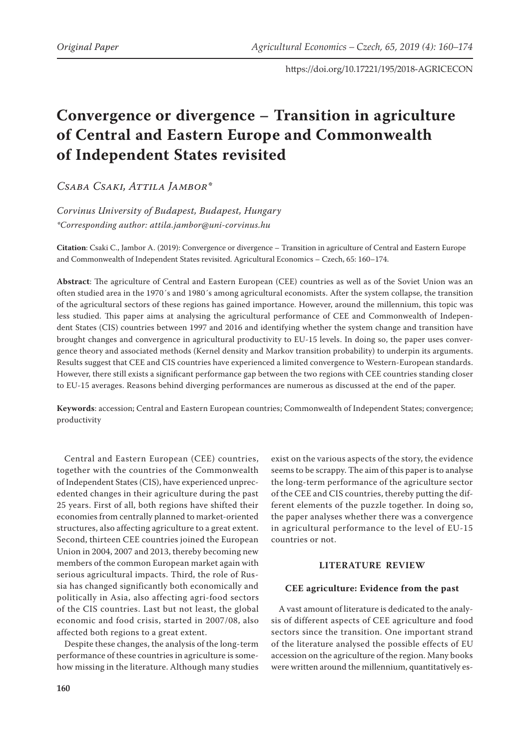https://doi.org/10.17221/195/2018-AGRICECON

# Convergence or divergence – Transition in agriculture of Central and Eastern Europe and Commonwealth of Independent States revisited

*Csaba Csaki, Attila Jambor\**

*Corvinus University of Budapest, Budapest, Hungary*
*\*Corresponding author: attila.jambor@uni-corvinus.hu*

**Citation**: Csaki C., Jambor A. (2019): Convergence or divergence – Transition in agriculture of Central and Eastern Europe and Commonwealth of Independent States revisited. Agricultural Economics – Czech, 65: 160–174.

**Abstract**: The agriculture of Central and Eastern European (CEE) countries as well as of the Soviet Union was an often studied area in the 1970´s and 1980´s among agricultural economists. After the system collapse, the transition of the agricultural sectors of these regions has gained importance. However, around the millennium, this topic was less studied. This paper aims at analysing the agricultural performance of CEE and Commonwealth of Independent States (CIS) countries between 1997 and 2016 and identifying whether the system change and transition have brought changes and convergence in agricultural productivity to EU-15 levels. In doing so, the paper uses convergence theory and associated methods (Kernel density and Markov transition probability) to underpin its arguments. Results suggest that CEE and CIS countries have experienced a limited convergence to Western-European standards. However, there still exists a significant performance gap between the two regions with CEE countries standing closer to EU-15 averages. Reasons behind diverging performances are numerous as discussed at the end of the paper.

**Keywords**: accession; Central and Eastern European countries; Commonwealth of Independent States; convergence; productivity

Central and Eastern European (CEE) countries, together with the countries of the Commonwealth of Independent States (CIS), have experienced unprecedented changes in their agriculture during the past 25 years. First of all, both regions have shifted their economies from centrally planned to market-oriented structures, also affecting agriculture to a great extent. Second, thirteen CEE countries joined the European Union in 2004, 2007 and 2013, thereby becoming new members of the common European market again with serious agricultural impacts. Third, the role of Russia has changed significantly both economically and politically in Asia, also affecting agri-food sectors of the CIS countries. Last but not least, the global economic and food crisis, started in 2007/08, also affected both regions to a great extent.

Despite these changes, the analysis of the long-term performance of these countries in agriculture is somehow missing in the literature. Although many studies exist on the various aspects of the story, the evidence seems to be scrappy. The aim of this paper is to analyse the long-term performance of the agriculture sector of the CEE and CIS countries, thereby putting the different elements of the puzzle together. In doing so, the paper analyses whether there was a convergence in agricultural performance to the level of EU-15 countries or not.

## LITERATURE REVIEW

### CEE agriculture: Evidence from the past

A vast amount of literature is dedicated to the analysis of different aspects of CEE agriculture and food sectors since the transition. One important strand of the literature analysed the possible effects of EU accession on the agriculture of the region. Many books were written around the millennium, quantitatively es-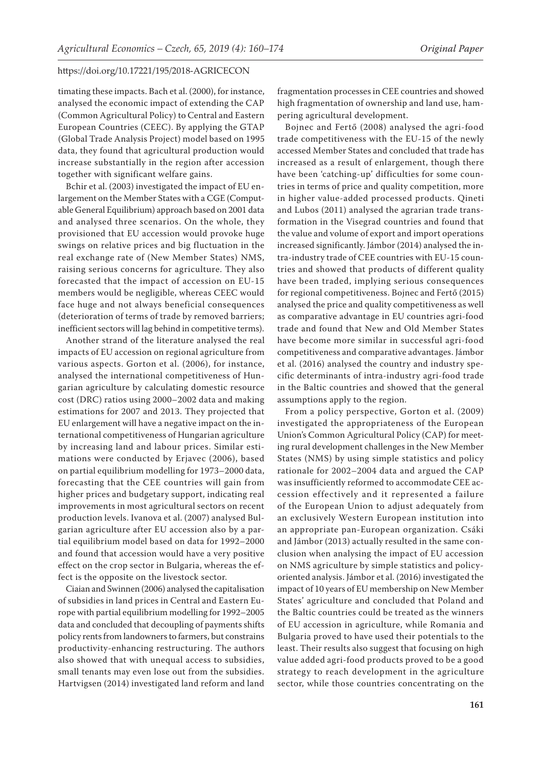timating these impacts. Bach et al. (2000), for instance, analysed the economic impact of extending the CAP (Common Agricultural Policy) to Central and Eastern European Countries (CEEC). By applying the GTAP (Global Trade Analysis Project) model based on 1995 data, they found that agricultural production would increase substantially in the region after accession together with significant welfare gains.

Bchir et al. (2003) investigated the impact of EU enlargement on the Member States with a CGE (Computable General Equilibrium) approach based on 2001 data and analysed three scenarios. On the whole, they provisioned that EU accession would provoke huge swings on relative prices and big fluctuation in the real exchange rate of (New Member States) NMS, raising serious concerns for agriculture. They also forecasted that the impact of accession on EU-15 members would be negligible, whereas CEEC would face huge and not always beneficial consequences (deterioration of terms of trade by removed barriers; inefficient sectors will lag behind in competitive terms).

Another strand of the literature analysed the real impacts of EU accession on regional agriculture from various aspects. Gorton et al. (2006), for instance, analysed the international competitiveness of Hungarian agriculture by calculating domestic resource cost (DRC) ratios using 2000–2002 data and making estimations for 2007 and 2013. They projected that EU enlargement will have a negative impact on the international competitiveness of Hungarian agriculture by increasing land and labour prices. Similar estimations were conducted by Erjavec (2006), based on partial equilibrium modelling for 1973–2000 data, forecasting that the CEE countries will gain from higher prices and budgetary support, indicating real improvements in most agricultural sectors on recent production levels. Ivanova et al. (2007) analysed Bulgarian agriculture after EU accession also by a partial equilibrium model based on data for 1992–2000 and found that accession would have a very positive effect on the crop sector in Bulgaria, whereas the effect is the opposite on the livestock sector.

Ciaian and Swinnen (2006) analysed the capitalisation of subsidies in land prices in Central and Eastern Europe with partial equilibrium modelling for 1992–2005 data and concluded that decoupling of payments shifts policy rents from landowners to farmers, but constrains productivity-enhancing restructuring. The authors also showed that with unequal access to subsidies, small tenants may even lose out from the subsidies. Hartvigsen (2014) investigated land reform and land fragmentation processes in CEE countries and showed high fragmentation of ownership and land use, hampering agricultural development.

Bojnec and Fertő (2008) analysed the agri-food trade competitiveness with the EU-15 of the newly accessed Member States and concluded that trade has increased as a result of enlargement, though there have been 'catching-up' difficulties for some countries in terms of price and quality competition, more in higher value-added processed products. Qineti and Lubos (2011) analysed the agrarian trade transformation in the Visegrad countries and found that the value and volume of export and import operations increased significantly. Jámbor (2014) analysed the intra-industry trade of CEE countries with EU-15 countries and showed that products of different quality have been traded, implying serious consequences for regional competitiveness. Bojnec and Fertő (2015) analysed the price and quality competitiveness as well as comparative advantage in EU countries agri-food trade and found that New and Old Member States have become more similar in successful agri-food competitiveness and comparative advantages. Jámbor et al. (2016) analysed the country and industry specific determinants of intra-industry agri-food trade in the Baltic countries and showed that the general assumptions apply to the region.

From a policy perspective, Gorton et al. (2009) investigated the appropriateness of the European Union's Common Agricultural Policy (CAP) for meeting rural development challenges in the New Member States (NMS) by using simple statistics and policy rationale for 2002–2004 data and argued the CAP was insufficiently reformed to accommodate CEE accession effectively and it represented a failure of the European Union to adjust adequately from an exclusively Western European institution into an appropriate pan-European organization. Csáki and Jámbor (2013) actually resulted in the same conclusion when analysing the impact of EU accession on NMS agriculture by simple statistics and policy-oriented analysis. Jámbor et al. (2016) investigated the impact of 10 years of EU membership on New Member States' agriculture and concluded that Poland and the Baltic countries could be treated as the winners of EU accession in agriculture, while Romania and Bulgaria proved to have used their potentials to the least. Their results also suggest that focusing on high value added agri-food products proved to be a good strategy to reach development in the agriculture sector, while those countries concentrating on the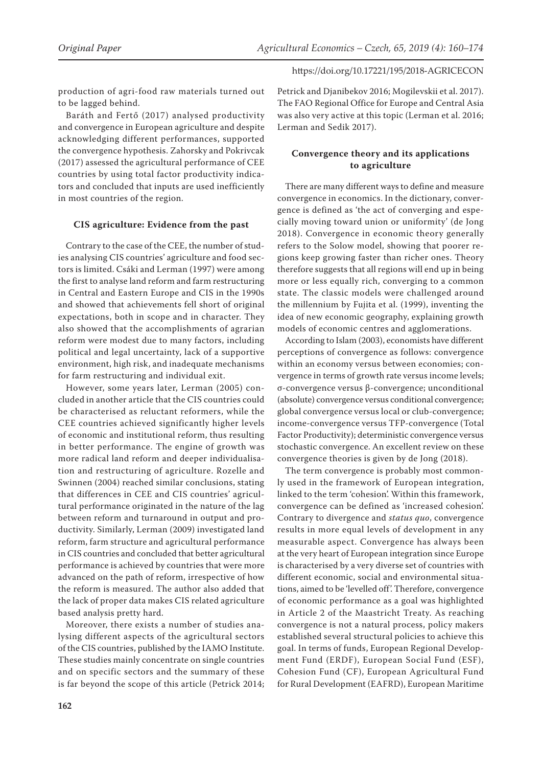production of agri-food raw materials turned out to be lagged behind.

Baráth and Fertő (2017) analysed productivity and convergence in European agriculture and despite acknowledging different performances, supported the convergence hypothesis. Zahorsky and Pokrivcak (2017) assessed the agricultural performance of CEE countries by using total factor productivity indicators and concluded that inputs are used inefficiently in most countries of the region.

### CIS agriculture: Evidence from the past

Contrary to the case of the CEE, the number of studies analysing CIS countries' agriculture and food sectors is limited. Csáki and Lerman (1997) were among the first to analyse land reform and farm restructuring in Central and Eastern Europe and CIS in the 1990s and showed that achievements fell short of original expectations, both in scope and in character. They also showed that the accomplishments of agrarian reform were modest due to many factors, including political and legal uncertainty, lack of a supportive environment, high risk, and inadequate mechanisms for farm restructuring and individual exit.

However, some years later, Lerman (2005) concluded in another article that the CIS countries could be characterised as reluctant reformers, while the CEE countries achieved significantly higher levels of economic and institutional reform, thus resulting in better performance. The engine of growth was more radical land reform and deeper individualisation and restructuring of agriculture. Rozelle and Swinnen (2004) reached similar conclusions, stating that differences in CEE and CIS countries' agricultural performance originated in the nature of the lag between reform and turnaround in output and productivity. Similarly, Lerman (2009) investigated land reform, farm structure and agricultural performance in CIS countries and concluded that better agricultural performance is achieved by countries that were more advanced on the path of reform, irrespective of how the reform is measured. The author also added that the lack of proper data makes CIS related agriculture based analysis pretty hard.

Moreover, there exists a number of studies analysing different aspects of the agricultural sectors of the CIS countries, published by the IAMO Institute. These studies mainly concentrate on single countries and on specific sectors and the summary of these is far beyond the scope of this article (Petrick 2014; Petrick and Djanibekov 2016; Mogilevskii et al. 2017). The FAO Regional Office for Europe and Central Asia was also very active at this topic (Lerman et al. 2016; Lerman and Sedik 2017).

### Convergence theory and its applications to agriculture

There are many different ways to define and measure convergence in economics. In the dictionary, convergence is defined as 'the act of converging and especially moving toward union or uniformity' (de Jong 2018). Convergence in economic theory generally refers to the Solow model, showing that poorer regions keep growing faster than richer ones. Theory therefore suggests that all regions will end up in being more or less equally rich, converging to a common state. The classic models were challenged around the millennium by Fujita et al. (1999), inventing the idea of new economic geography, explaining growth models of economic centres and agglomerations.

According to Islam (2003), economists have different perceptions of convergence as follows: convergence within an economy versus between economies; convergence in terms of growth rate versus income levels; σ-convergence versus β-convergence; unconditional (absolute) convergence versus conditional convergence; global convergence versus local or club-convergence; income-convergence versus TFP-convergence (Total Factor Productivity); deterministic convergence versus stochastic convergence. An excellent review on these convergence theories is given by de Jong (2018).

The term convergence is probably most commonly used in the framework of European integration, linked to the term 'cohesion'. Within this framework, convergence can be defined as 'increased cohesion'. Contrary to divergence and *status quo*, convergence results in more equal levels of development in any measurable aspect. Convergence has always been at the very heart of European integration since Europe is characterised by a very diverse set of countries with different economic, social and environmental situations, aimed to be 'levelled off'. Therefore, convergence of economic performance as a goal was highlighted in Article 2 of the Maastricht Treaty. As reaching convergence is not a natural process, policy makers established several structural policies to achieve this goal. In terms of funds, European Regional Development Fund (ERDF), European Social Fund (ESF), Cohesion Fund (CF), European Agricultural Fund for Rural Development (EAFRD), European Maritime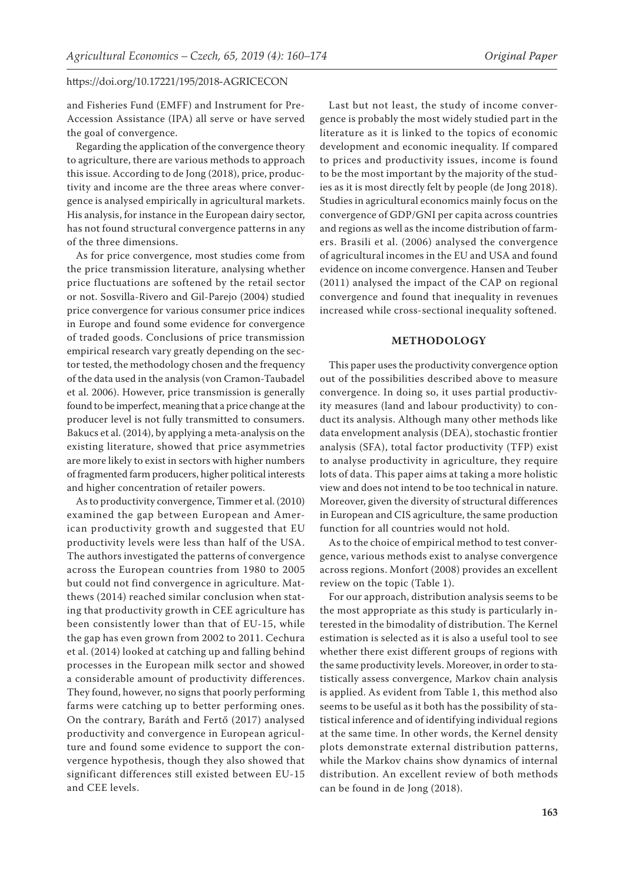and Fisheries Fund (EMFF) and Instrument for Pre-Accession Assistance (IPA) all serve or have served the goal of convergence.

Regarding the application of the convergence theory to agriculture, there are various methods to approach this issue. According to de Jong (2018), price, productivity and income are the three areas where convergence is analysed empirically in agricultural markets. His analysis, for instance in the European dairy sector, has not found structural convergence patterns in any of the three dimensions.

As for price convergence, most studies come from the price transmission literature, analysing whether price fluctuations are softened by the retail sector or not. Sosvilla-Rivero and Gil-Parejo (2004) studied price convergence for various consumer price indices in Europe and found some evidence for convergence of traded goods. Conclusions of price transmission empirical research vary greatly depending on the sector tested, the methodology chosen and the frequency of the data used in the analysis (von Cramon-Taubadel et al. 2006). However, price transmission is generally found to be imperfect, meaning that a price change at the producer level is not fully transmitted to consumers. Bakucs et al. (2014), by applying a meta-analysis on the existing literature, showed that price asymmetries are more likely to exist in sectors with higher numbers of fragmented farm producers, higher political interests and higher concentration of retailer powers.

As to productivity convergence, Timmer et al. (2010) examined the gap between European and American productivity growth and suggested that EU productivity levels were less than half of the USA. The authors investigated the patterns of convergence across the European countries from 1980 to 2005 but could not find convergence in agriculture. Matthews (2014) reached similar conclusion when stating that productivity growth in CEE agriculture has been consistently lower than that of EU-15, while the gap has even grown from 2002 to 2011. Cechura et al. (2014) looked at catching up and falling behind processes in the European milk sector and showed a considerable amount of productivity differences. They found, however, no signs that poorly performing farms were catching up to better performing ones. On the contrary, Baráth and Fertő (2017) analysed productivity and convergence in European agriculture and found some evidence to support the convergence hypothesis, though they also showed that significant differences still existed between EU-15 and CEE levels.

Last but not least, the study of income convergence is probably the most widely studied part in the literature as it is linked to the topics of economic development and economic inequality. If compared to prices and productivity issues, income is found to be the most important by the majority of the studies as it is most directly felt by people (de Jong 2018). Studies in agricultural economics mainly focus on the convergence of GDP/GNI per capita across countries and regions as well as the income distribution of farmers. Brasili et al. (2006) analysed the convergence of agricultural incomes in the EU and USA and found evidence on income convergence. Hansen and Teuber (2011) analysed the impact of the CAP on regional convergence and found that inequality in revenues increased while cross-sectional inequality softened.

## METHODOLOGY

This paper uses the productivity convergence option out of the possibilities described above to measure convergence. In doing so, it uses partial productivity measures (land and labour productivity) to conduct its analysis. Although many other methods like data envelopment analysis (DEA), stochastic frontier analysis (SFA), total factor productivity (TFP) exist to analyse productivity in agriculture, they require lots of data. This paper aims at taking a more holistic view and does not intend to be too technical in nature. Moreover, given the diversity of structural differences in European and CIS agriculture, the same production function for all countries would not hold.

As to the choice of empirical method to test convergence, various methods exist to analyse convergence across regions. Monfort (2008) provides an excellent review on the topic (Table 1).

For our approach, distribution analysis seems to be the most appropriate as this study is particularly interested in the bimodality of distribution. The Kernel estimation is selected as it is also a useful tool to see whether there exist different groups of regions with the same productivity levels. Moreover, in order to statistically assess convergence, Markov chain analysis is applied. As evident from Table 1, this method also seems to be useful as it both has the possibility of statistical inference and of identifying individual regions at the same time. In other words, the Kernel density plots demonstrate external distribution patterns, while the Markov chains show dynamics of internal distribution. An excellent review of both methods can be found in de Jong (2018).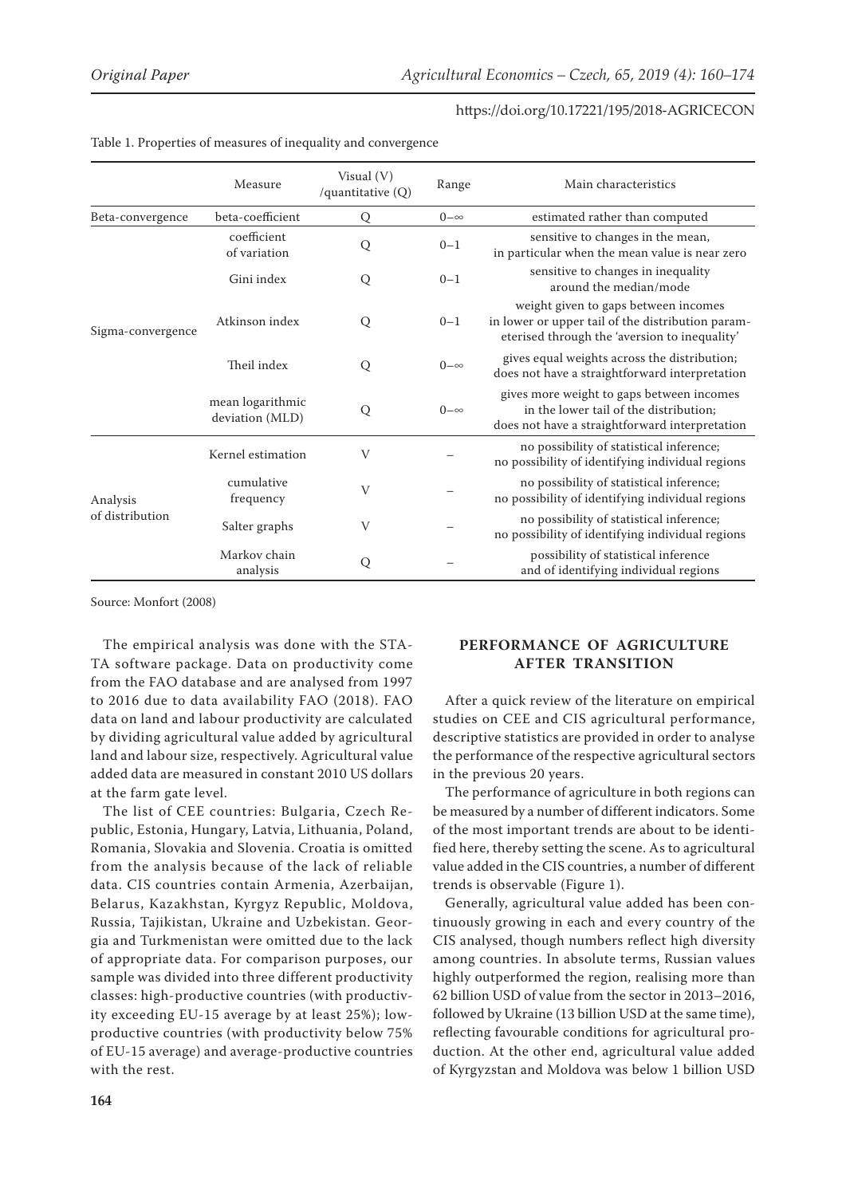Table 1. Properties of measures of inequality and convergence

| | Measure | Visual (V) /quantitative (Q) | Range | Main characteristics |
|---|---|---|---|---|
| Beta-convergence | beta-coefficient | Q | 0–∞ | estimated rather than computed |
| Sigma-convergence | coefficient of variation | Q | 0–1 | sensitive to changes in the mean, in particular when the mean value is near zero |
| | Gini index | Q | 0–1 | sensitive to changes in inequality around the median/mode |
| | Atkinson index | Q | 0–1 | weight given to gaps between incomes in lower or upper tail of the distribution parameterised through the 'aversion to inequality' |
| | Theil index | Q | 0–∞ | gives equal weights across the distribution; does not have a straightforward interpretation |
| | mean logarithmic deviation (MLD) | Q | 0–∞ | gives more weight to gaps between incomes in the lower tail of the distribution; does not have a straightforward interpretation |
| Analysis of distribution | Kernel estimation | V | – | no possibility of statistical inference; no possibility of identifying individual regions |
| | cumulative frequency | V | – | no possibility of statistical inference; no possibility of identifying individual regions |
| | Salter graphs | V | – | no possibility of statistical inference; no possibility of identifying individual regions |
| | Markov chain analysis | Q | – | possibility of statistical inference and of identifying individual regions |

Source: Monfort (2008)

The empirical analysis was done with the STATA software package. Data on productivity come from the FAO database and are analysed from 1997 to 2016 due to data availability FAO (2018). FAO data on land and labour productivity are calculated by dividing agricultural value added by agricultural land and labour size, respectively. Agricultural value added data are measured in constant 2010 US dollars at the farm gate level.

The list of CEE countries: Bulgaria, Czech Republic, Estonia, Hungary, Latvia, Lithuania, Poland, Romania, Slovakia and Slovenia. Croatia is omitted from the analysis because of the lack of reliable data. CIS countries contain Armenia, Azerbaijan, Belarus, Kazakhstan, Kyrgyz Republic, Moldova, Russia, Tajikistan, Ukraine and Uzbekistan. Georgia and Turkmenistan were omitted due to the lack of appropriate data. For comparison purposes, our sample was divided into three different productivity classes: high-productive countries (with productivity exceeding EU-15 average by at least 25%); low-productive countries (with productivity below 75% of EU-15 average) and average-productive countries with the rest.

## PERFORMANCE OF AGRICULTURE AFTER TRANSITION

After a quick review of the literature on empirical studies on CEE and CIS agricultural performance, descriptive statistics are provided in order to analyse the performance of the respective agricultural sectors in the previous 20 years.

The performance of agriculture in both regions can be measured by a number of different indicators. Some of the most important trends are about to be identified here, thereby setting the scene. As to agricultural value added in the CIS countries, a number of different trends is observable (Figure 1).

Generally, agricultural value added has been continuously growing in each and every country of the CIS analysed, though numbers reflect high diversity among countries. In absolute terms, Russian values highly outperformed the region, realising more than 62 billion USD of value from the sector in 2013–2016, followed by Ukraine (13 billion USD at the same time), reflecting favourable conditions for agricultural production. At the other end, agricultural value added of Kyrgyzstan and Moldova was below 1 billion USD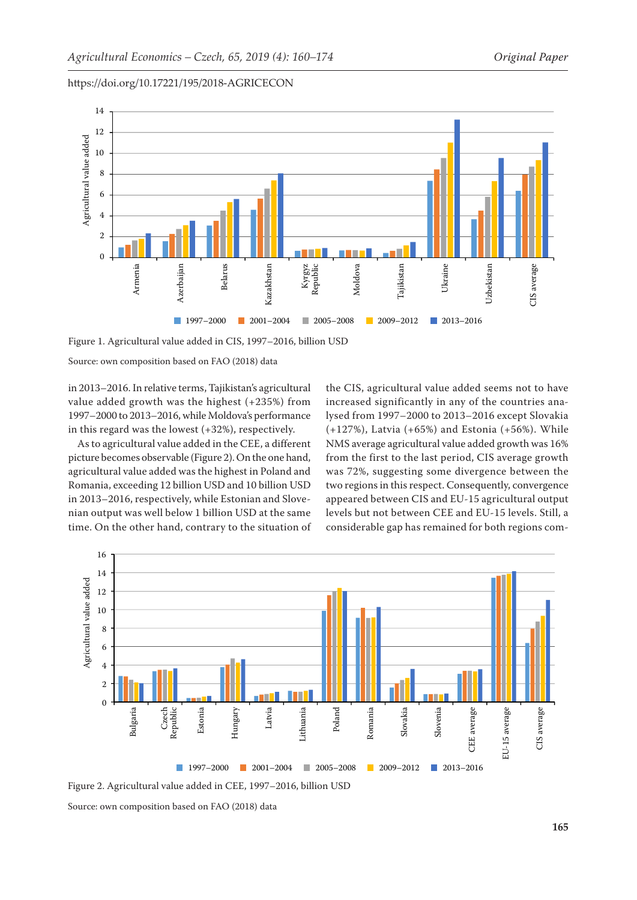Figure 1. Agricultural value added in CIS, 1997–2016, billion USD

Source: own composition based on FAO (2018) data

in 2013–2016. In relative terms, Tajikistan's agricultural value added growth was the highest (+235%) from 1997–2000 to 2013–2016, while Moldova's performance in this regard was the lowest (+32%), respectively.

As to agricultural value added in the CEE, a different picture becomes observable (Figure 2). On the one hand, agricultural value added was the highest in Poland and Romania, exceeding 12 billion USD and 10 billion USD in 2013–2016, respectively, while Estonian and Slovenian output was well below 1 billion USD at the same time. On the other hand, contrary to the situation of the CIS, agricultural value added seems not to have increased significantly in any of the countries analysed from 1997–2000 to 2013–2016 except Slovakia (+127%), Latvia (+65%) and Estonia (+56%). While NMS average agricultural value added growth was 16% from the first to the last period, CIS average growth was 72%, suggesting some divergence between the two regions in this respect. Consequently, convergence appeared between CIS and EU-15 agricultural output levels but not between CEE and EU-15 levels. Still, a considerable gap has remained for both regions com-

Figure 2. Agricultural value added in CEE, 1997–2016, billion USD

Source: own composition based on FAO (2018) data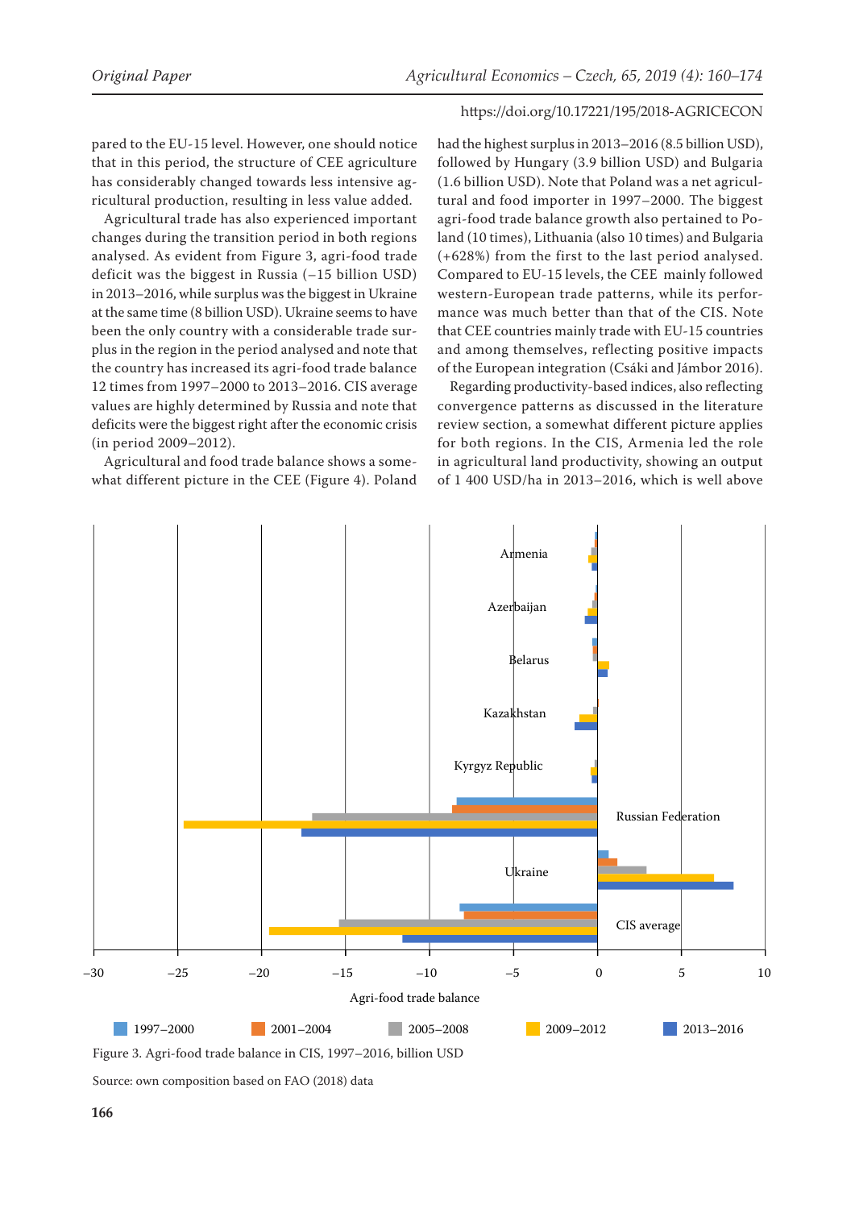pared to the EU-15 level. However, one should notice that in this period, the structure of CEE agriculture has considerably changed towards less intensive agricultural production, resulting in less value added.

Agricultural trade has also experienced important changes during the transition period in both regions analysed. As evident from Figure 3, agri-food trade deficit was the biggest in Russia (–15 billion USD) in 2013–2016, while surplus was the biggest in Ukraine at the same time (8 billion USD). Ukraine seems to have been the only country with a considerable trade surplus in the region in the period analysed and note that the country has increased its agri-food trade balance 12 times from 1997–2000 to 2013–2016. CIS average values are highly determined by Russia and note that deficits were the biggest right after the economic crisis (in period 2009–2012).

Agricultural and food trade balance shows a somewhat different picture in the CEE (Figure 4). Poland had the highest surplus in 2013–2016 (8.5 billion USD), followed by Hungary (3.9 billion USD) and Bulgaria (1.6 billion USD). Note that Poland was a net agricultural and food importer in 1997–2000. The biggest agri-food trade balance growth also pertained to Poland (10 times), Lithuania (also 10 times) and Bulgaria (+628%) from the first to the last period analysed. Compared to EU-15 levels, the CEE mainly followed western-European trade patterns, while its performance was much better than that of the CIS. Note that CEE countries mainly trade with EU-15 countries and among themselves, reflecting positive impacts of the European integration (Csáki and Jámbor 2016).

Regarding productivity-based indices, also reflecting convergence patterns as discussed in the literature review section, a somewhat different picture applies for both regions. In the CIS, Armenia led the role in agricultural land productivity, showing an output of 1 400 USD/ha in 2013–2016, which is well above

Figure 3. Agri-food trade balance in CIS, 1997–2016, billion USD

Source: own composition based on FAO (2018) data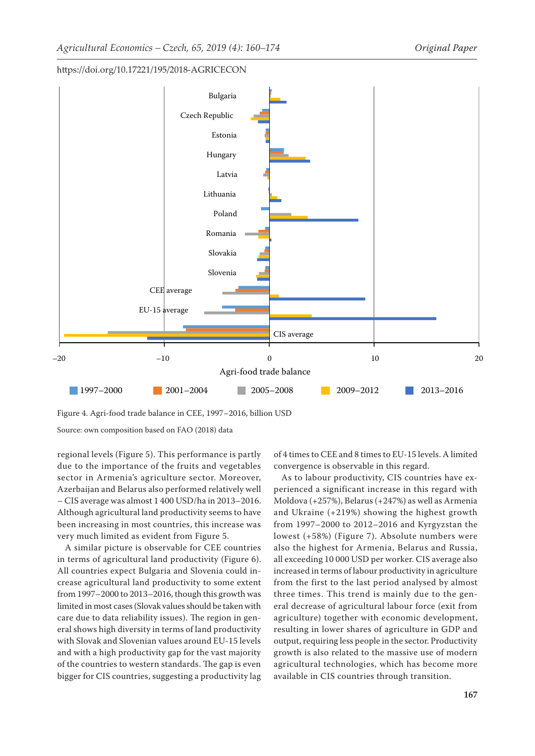Figure 4. Agri-food trade balance in CEE, 1997–2016, billion USD

Source: own composition based on FAO (2018) data

regional levels (Figure 5). This performance is partly due to the importance of the fruits and vegetables sector in Armenia's agriculture sector. Moreover, Azerbaijan and Belarus also performed relatively well – CIS average was almost 1 400 USD/ha in 2013–2016. Although agricultural land productivity seems to have been increasing in most countries, this increase was very much limited as evident from Figure 5.

A similar picture is observable for CEE countries in terms of agricultural land productivity (Figure 6). All countries expect Bulgaria and Slovenia could increase agricultural land productivity to some extent from 1997–2000 to 2013–2016, though this growth was limited in most cases (Slovak values should be taken with care due to data reliability issues). The region in general shows high diversity in terms of land productivity with Slovak and Slovenian values around EU-15 levels and with a high productivity gap for the vast majority of the countries to western standards. The gap is even bigger for CIS countries, suggesting a productivity lag of 4 times to CEE and 8 times to EU-15 levels. A limited convergence is observable in this regard.

As to labour productivity, CIS countries have experienced a significant increase in this regard with Moldova (+257%), Belarus (+247%) as well as Armenia and Ukraine (+219%) showing the highest growth from 1997–2000 to 2012–2016 and Kyrgyzstan the lowest (+58%) (Figure 7). Absolute numbers were also the highest for Armenia, Belarus and Russia, all exceeding 10 000 USD per worker. CIS average also increased in terms of labour productivity in agriculture from the first to the last period analysed by almost three times. This trend is mainly due to the general decrease of agricultural labour force (exit from agriculture) together with economic development, resulting in lower shares of agriculture in GDP and output, requiring less people in the sector. Productivity growth is also related to the massive use of modern agricultural technologies, which has become more available in CIS countries through transition.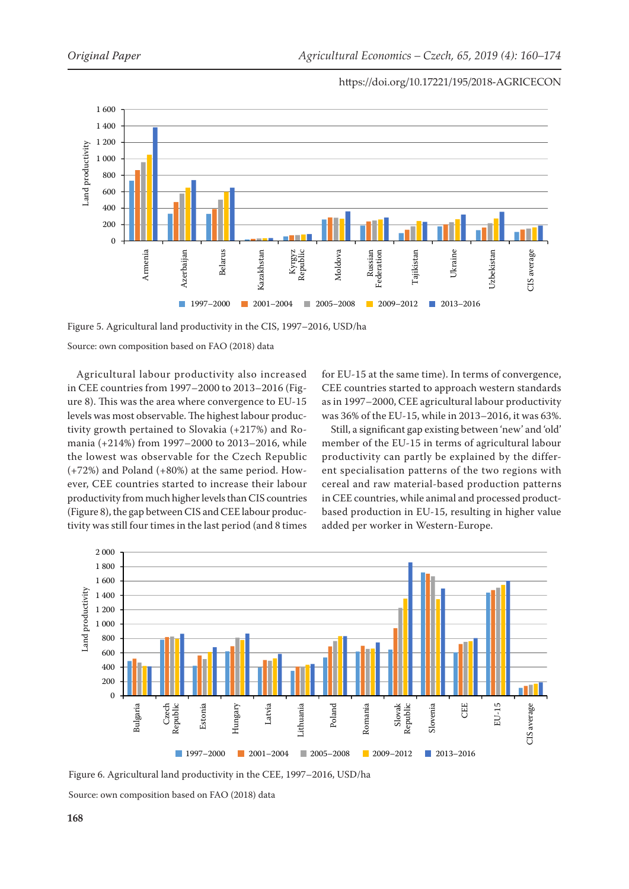Figure 5. Agricultural land productivity in the CIS, 1997–2016, USD/ha

Source: own composition based on FAO (2018) data

Agricultural labour productivity also increased in CEE countries from 1997–2000 to 2013–2016 (Figure 8). This was the area where convergence to EU-15 levels was most observable. The highest labour productivity growth pertained to Slovakia (+217%) and Romania (+214%) from 1997–2000 to 2013–2016, while the lowest was observable for the Czech Republic (+72%) and Poland (+80%) at the same period. However, CEE countries started to increase their labour productivity from much higher levels than CIS countries (Figure 8), the gap between CIS and CEE labour productivity was still four times in the last period (and 8 times for EU-15 at the same time). In terms of convergence, CEE countries started to approach western standards as in 1997–2000, CEE agricultural labour productivity was 36% of the EU-15, while in 2013–2016, it was 63%.

Still, a significant gap existing between 'new' and 'old' member of the EU-15 in terms of agricultural labour productivity can partly be explained by the different specialisation patterns of the two regions with cereal and raw material-based production patterns in CEE countries, while animal and processed product-based production in EU-15, resulting in higher value added per worker in Western-Europe.

Figure 6. Agricultural land productivity in the CEE, 1997–2016, USD/ha

Source: own composition based on FAO (2018) data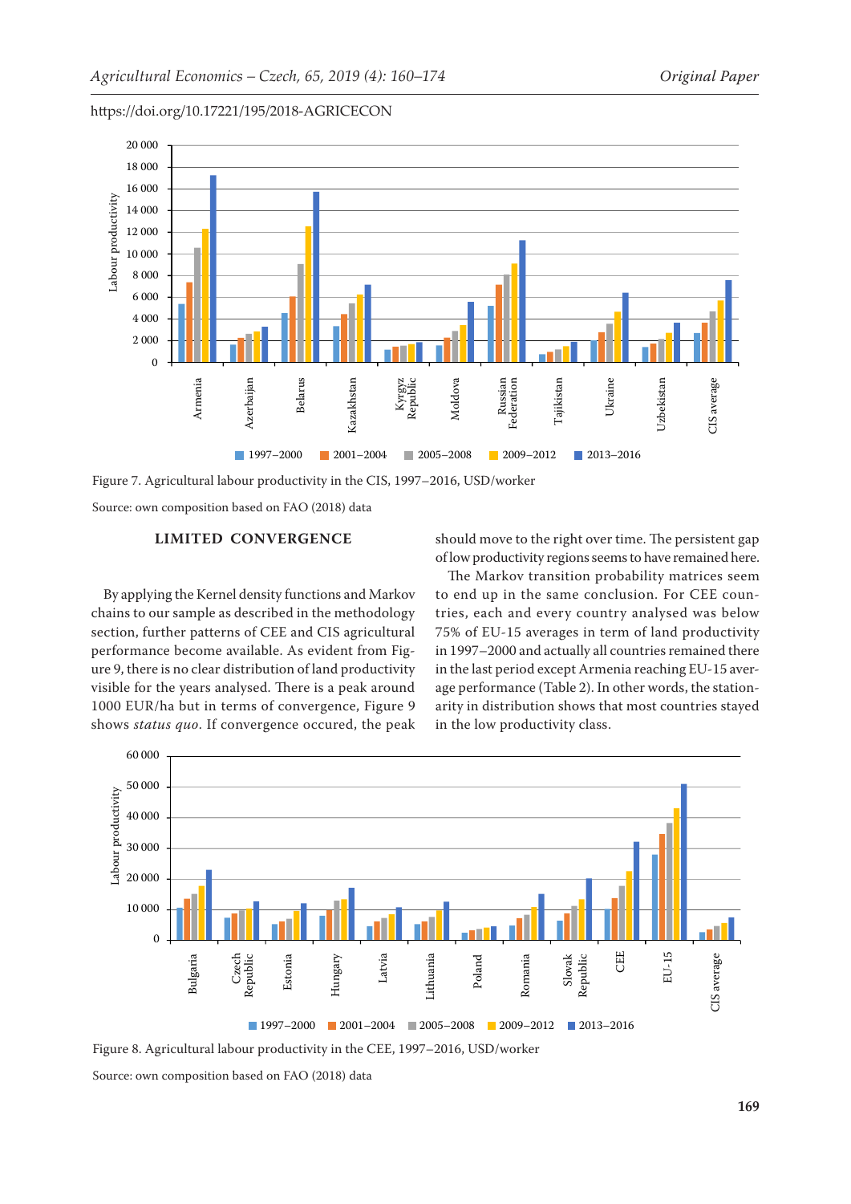Figure 7. Agricultural labour productivity in the CIS, 1997–2016, USD/worker

Source: own composition based on FAO (2018) data

## LIMITED CONVERGENCE

By applying the Kernel density functions and Markov chains to our sample as described in the methodology section, further patterns of CEE and CIS agricultural performance become available. As evident from Figure 9, there is no clear distribution of land productivity visible for the years analysed. There is a peak around 1000 EUR/ha but in terms of convergence, Figure 9 shows *status quo*. If convergence occured, the peak should move to the right over time. The persistent gap of low productivity regions seems to have remained here.

The Markov transition probability matrices seem to end up in the same conclusion. For CEE countries, each and every country analysed was below 75% of EU-15 averages in term of land productivity in 1997–2000 and actually all countries remained there in the last period except Armenia reaching EU-15 average performance (Table 2). In other words, the stationarity in distribution shows that most countries stayed in the low productivity class.

Figure 8. Agricultural labour productivity in the CEE, 1997–2016, USD/worker

Source: own composition based on FAO (2018) data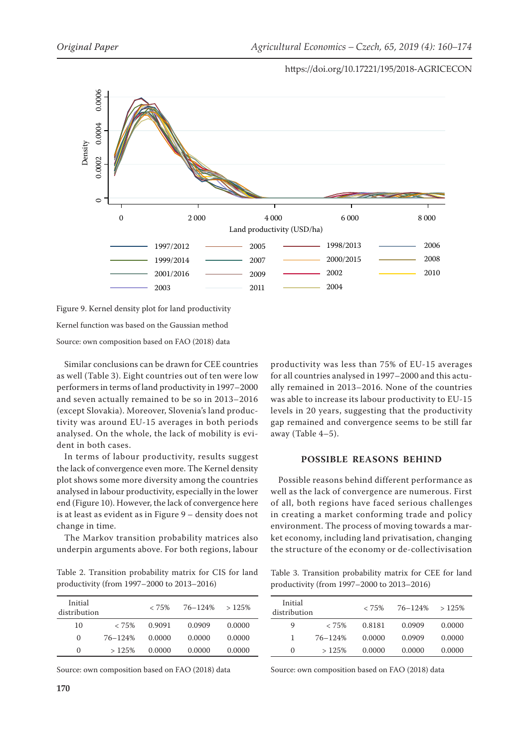Figure 9. Kernel density plot for land productivity

Kernel function was based on the Gaussian method

Source: own composition based on FAO (2018) data

Similar conclusions can be drawn for CEE countries as well (Table 3). Eight countries out of ten were low performers in terms of land productivity in 1997–2000 and seven actually remained to be so in 2013–2016 (except Slovakia). Moreover, Slovenia's land productivity was around EU-15 averages in both periods analysed. On the whole, the lack of mobility is evident in both cases.

In terms of labour productivity, results suggest the lack of convergence even more. The Kernel density plot shows some more diversity among the countries analysed in labour productivity, especially in the lower end (Figure 10). However, the lack of convergence here is at least as evident as in Figure 9 – density does not change in time.

The Markov transition probability matrices also underpin arguments above. For both regions, labour productivity was less than 75% of EU-15 averages for all countries analysed in 1997–2000 and this actually remained in 2013–2016. None of the countries was able to increase its labour productivity to EU-15 levels in 20 years, suggesting that the productivity gap remained and convergence seems to be still far away (Table 4–5).

## POSSIBLE REASONS BEHIND

Possible reasons behind different performance as well as the lack of convergence are numerous. First of all, both regions have faced serious challenges in creating a market conforming trade and policy environment. The process of moving towards a market economy, including land privatisation, changing the structure of the economy or de-collectivisation

Table 2. Transition probability matrix for CIS for land productivity (from 1997–2000 to 2013–2016)

| Initial distribution | | < 75% | 76–124% | > 125% |
|---|---|---|---|---|
| 10 | < 75% | 0.9091 | 0.0909 | 0.0000 |
| 0 | 76–124% | 0.0000 | 0.0000 | 0.0000 |
| 0 | > 125% | 0.0000 | 0.0000 | 0.0000 |

Source: own composition based on FAO (2018) data

Table 3. Transition probability matrix for CEE for land productivity (from 1997–2000 to 2013–2016)

| Initial distribution | | < 75% | 76–124% | > 125% |
|---|---|---|---|---|
| 9 | < 75% | 0.8181 | 0.0909 | 0.0000 |
| 1 | 76–124% | 0.0000 | 0.0909 | 0.0000 |
| 0 | > 125% | 0.0000 | 0.0000 | 0.0000 |

Source: own composition based on FAO (2018) data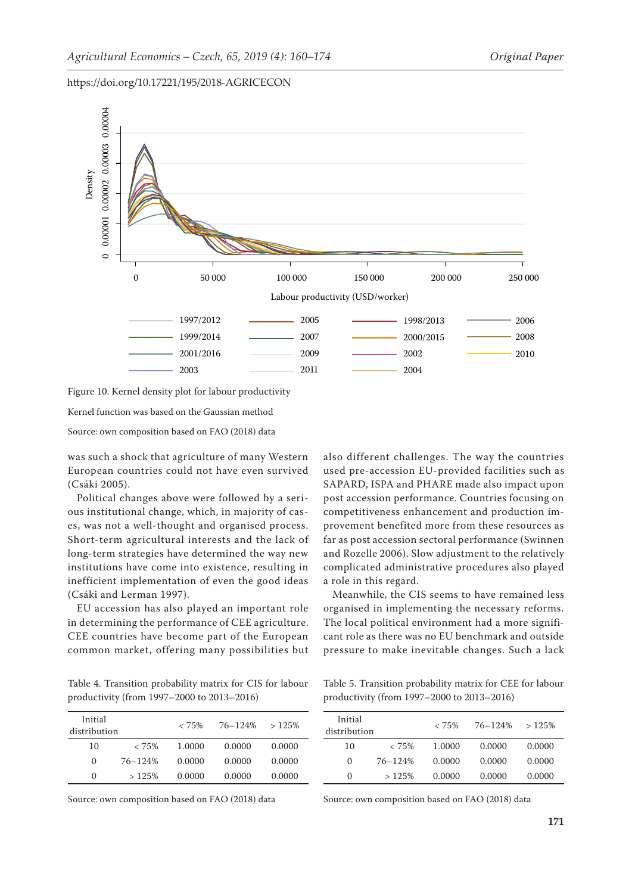Figure 10. Kernel density plot for labour productivity

Kernel function was based on the Gaussian method

Source: own composition based on FAO (2018) data

was such a shock that agriculture of many Western European countries could not have even survived (Csáki 2005).

Political changes above were followed by a serious institutional change, which, in majority of cases, was not a well-thought and organised process. Short-term agricultural interests and the lack of long-term strategies have determined the way new institutions have come into existence, resulting in inefficient implementation of even the good ideas (Csáki and Lerman 1997).

EU accession has also played an important role in determining the performance of CEE agriculture. CEE countries have become part of the European common market, offering many possibilities but also different challenges. The way the countries used pre-accession EU-provided facilities such as SAPARD, ISPA and PHARE made also impact upon post accession performance. Countries focusing on competitiveness enhancement and production improvement benefited more from these resources as far as post accession sectoral performance (Swinnen and Rozelle 2006). Slow adjustment to the relatively complicated administrative procedures also played a role in this regard.

Meanwhile, the CIS seems to have remained less organised in implementing the necessary reforms. The local political environment had a more significant role as there was no EU benchmark and outside pressure to make inevitable changes. Such a lack

Table 4. Transition probability matrix for CIS for labour productivity (from 1997–2000 to 2013–2016)

| Initial distribution | | < 75% | 76–124% | > 125% |
|---|---|---|---|---|
| 10 | < 75% | 1.0000 | 0.0000 | 0.0000 |
| 0 | 76–124% | 0.0000 | 0.0000 | 0.0000 |
| 0 | > 125% | 0.0000 | 0.0000 | 0.0000 |

Source: own composition based on FAO (2018) data

Table 5. Transition probability matrix for CEE for labour productivity (from 1997–2000 to 2013–2016)

| Initial distribution | | < 75% | 76–124% | > 125% |
|---|---|---|---|---|
| 10 | < 75% | 1.0000 | 0.0000 | 0.0000 |
| 0 | 76–124% | 0.0000 | 0.0000 | 0.0000 |
| 0 | > 125% | 0.0000 | 0.0000 | 0.0000 |

Source: own composition based on FAO (2018) data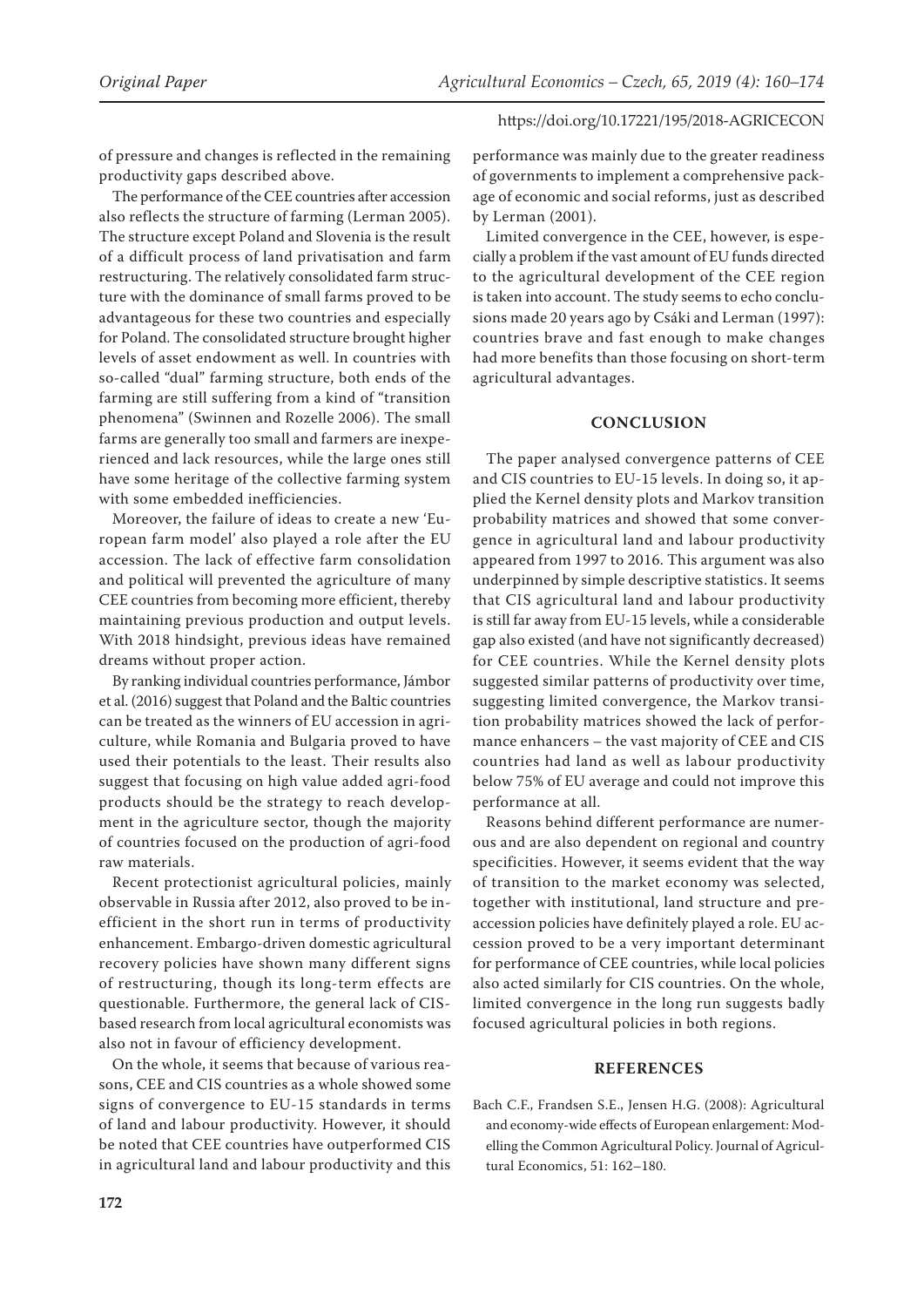of pressure and changes is reflected in the remaining productivity gaps described above.

The performance of the CEE countries after accession also reflects the structure of farming (Lerman 2005). The structure except Poland and Slovenia is the result of a difficult process of land privatisation and farm restructuring. The relatively consolidated farm structure with the dominance of small farms proved to be advantageous for these two countries and especially for Poland. The consolidated structure brought higher levels of asset endowment as well. In countries with so-called "dual" farming structure, both ends of the farming are still suffering from a kind of "transition phenomena" (Swinnen and Rozelle 2006). The small farms are generally too small and farmers are inexperienced and lack resources, while the large ones still have some heritage of the collective farming system with some embedded inefficiencies.

Moreover, the failure of ideas to create a new 'European farm model' also played a role after the EU accession. The lack of effective farm consolidation and political will prevented the agriculture of many CEE countries from becoming more efficient, thereby maintaining previous production and output levels. With 2018 hindsight, previous ideas have remained dreams without proper action.

By ranking individual countries performance, Jámbor et al. (2016) suggest that Poland and the Baltic countries can be treated as the winners of EU accession in agriculture, while Romania and Bulgaria proved to have used their potentials to the least. Their results also suggest that focusing on high value added agri-food products should be the strategy to reach development in the agriculture sector, though the majority of countries focused on the production of agri-food raw materials.

Recent protectionist agricultural policies, mainly observable in Russia after 2012, also proved to be inefficient in the short run in terms of productivity enhancement. Embargo-driven domestic agricultural recovery policies have shown many different signs of restructuring, though its long-term effects are questionable. Furthermore, the general lack of CIS-based research from local agricultural economists was also not in favour of efficiency development.

On the whole, it seems that because of various reasons, CEE and CIS countries as a whole showed some signs of convergence to EU-15 standards in terms of land and labour productivity. However, it should be noted that CEE countries have outperformed CIS in agricultural land and labour productivity and this performance was mainly due to the greater readiness of governments to implement a comprehensive package of economic and social reforms, just as described by Lerman (2001).

Limited convergence in the CEE, however, is especially a problem if the vast amount of EU funds directed to the agricultural development of the CEE region is taken into account. The study seems to echo conclusions made 20 years ago by Csáki and Lerman (1997): countries brave and fast enough to make changes had more benefits than those focusing on short-term agricultural advantages.

## CONCLUSION

The paper analysed convergence patterns of CEE and CIS countries to EU-15 levels. In doing so, it applied the Kernel density plots and Markov transition probability matrices and showed that some convergence in agricultural land and labour productivity appeared from 1997 to 2016. This argument was also underpinned by simple descriptive statistics. It seems that CIS agricultural land and labour productivity is still far away from EU-15 levels, while a considerable gap also existed (and have not significantly decreased) for CEE countries. While the Kernel density plots suggested similar patterns of productivity over time, suggesting limited convergence, the Markov transition probability matrices showed the lack of performance enhancers – the vast majority of CEE and CIS countries had land as well as labour productivity below 75% of EU average and could not improve this performance at all.

Reasons behind different performance are numerous and are also dependent on regional and country specificities. However, it seems evident that the way of transition to the market economy was selected, together with institutional, land structure and pre-accession policies have definitely played a role. EU accession proved to be a very important determinant for performance of CEE countries, while local policies also acted similarly for CIS countries. On the whole, limited convergence in the long run suggests badly focused agricultural policies in both regions.

## REFERENCES

Bach C.F., Frandsen S.E., Jensen H.G. (2008): Agricultural and economy-wide effects of European enlargement: Modelling the Common Agricultural Policy. Journal of Agricultural Economics, 51: 162–180.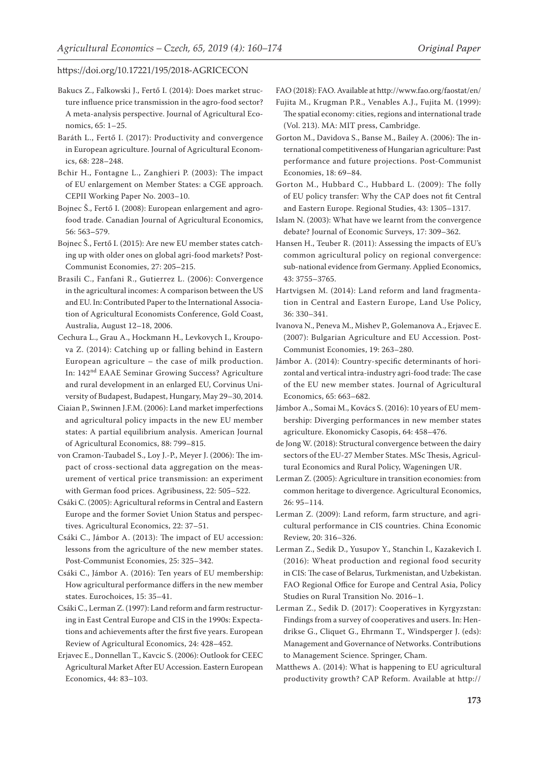Bakucs Z., Falkowski J., Fertő I. (2014): Does market structure influence price transmission in the agro-food sector? A meta-analysis perspective. Journal of Agricultural Economics, 65: 1–25.

Baráth L., Fertő I. (2017): Productivity and convergence in European agriculture. Journal of Agricultural Economics, 68: 228–248.

Bchir H., Fontagne L., Zanghieri P. (2003): The impact of EU enlargement on Member States: a CGE approach. CEPII Working Paper No. 2003–10.

Bojnec Š., Fertő I. (2008): European enlargement and agro-food trade. Canadian Journal of Agricultural Economics, 56: 563–579.

Bojnec Š., Fertő I. (2015): Are new EU member states catching up with older ones on global agri-food markets? Post-Communist Economies, 27: 205–215.

Brasili C., Fanfani R., Gutierrez L. (2006): Convergence in the agricultural incomes: A comparison between the US and EU. In: Contributed Paper to the International Association of Agricultural Economists Conference, Gold Coast, Australia, August 12–18, 2006.

Cechura L., Grau A., Hockmann H., Levkovych I., Kroupova Z. (2014): Catching up or falling behind in Eastern European agriculture – the case of milk production. In: 142nd EAAE Seminar Growing Success? Agriculture and rural development in an enlarged EU, Corvinus University of Budapest, Budapest, Hungary, May 29–30, 2014.

Ciaian P., Swinnen J.F.M. (2006): Land market imperfections and agricultural policy impacts in the new EU member states: A partial equilibrium analysis. American Journal of Agricultural Economics, 88: 799–815.

von Cramon-Taubadel S., Loy J.-P., Meyer J. (2006): The impact of cross-sectional data aggregation on the measurement of vertical price transmission: an experiment with German food prices. Agribusiness, 22: 505–522.

Csáki C. (2005): Agricultural reforms in Central and Eastern Europe and the former Soviet Union Status and perspectives. Agricultural Economics, 22: 37–51.

Csáki C., Jámbor A. (2013): The impact of EU accession: lessons from the agriculture of the new member states. Post-Communist Economies, 25: 325–342.

Csáki C., Jámbor A. (2016): Ten years of EU membership: How agricultural performance differs in the new member states. Eurochoices, 15: 35–41.

Csáki C., Lerman Z. (1997): Land reform and farm restructuring in East Central Europe and CIS in the 1990s: Expectations and achievements after the first five years. European Review of Agricultural Economics, 24: 428–452.

Erjavec E., Donnellan T., Kavcic S. (2006): Outlook for CEEC Agricultural Market After EU Accession. Eastern European Economics, 44: 83–103.

FAO (2018): FAO. Available at http://www.fao.org/faostat/en/

Fujita M., Krugman P.R., Venables A.J., Fujita M. (1999): The spatial economy: cities, regions and international trade (Vol. 213). MA: MIT press, Cambridge.

Gorton M., Davidova S., Banse M., Bailey A. (2006): The international competitiveness of Hungarian agriculture: Past performance and future projections. Post-Communist Economies, 18: 69–84.

Gorton M., Hubbard C., Hubbard L. (2009): The folly of EU policy transfer: Why the CAP does not fit Central and Eastern Europe. Regional Studies, 43: 1305–1317.

Islam N. (2003): What have we learnt from the convergence debate? Journal of Economic Surveys, 17: 309–362.

Hansen H., Teuber R. (2011): Assessing the impacts of EU's common agricultural policy on regional convergence: sub-national evidence from Germany. Applied Economics, 43: 3755–3765.

Hartvigsen M. (2014): Land reform and land fragmentation in Central and Eastern Europe, Land Use Policy, 36: 330–341.

Ivanova N., Peneva M., Mishev P., Golemanova A., Erjavec E. (2007): Bulgarian Agriculture and EU Accession. Post-Communist Economies, 19: 263–280.

Jámbor A. (2014): Country-specific determinants of horizontal and vertical intra-industry agri-food trade: The case of the EU new member states. Journal of Agricultural Economics, 65: 663–682.

Jámbor A., Somai M., Kovács S. (2016): 10 years of EU membership: Diverging performances in new member states agriculture. Ekonomicky Casopis, 64: 458–476.

de Jong W. (2018): Structural convergence between the dairy sectors of the EU-27 Member States. MSc Thesis, Agricultural Economics and Rural Policy, Wageningen UR.

Lerman Z. (2005): Agriculture in transition economies: from common heritage to divergence. Agricultural Economics, 26: 95–114.

Lerman Z. (2009): Land reform, farm structure, and agricultural performance in CIS countries. China Economic Review, 20: 316–326.

Lerman Z., Sedik D., Yusupov Y., Stanchin I., Kazakevich I. (2016): Wheat production and regional food security in CIS: The case of Belarus, Turkmenistan, and Uzbekistan. FAO Regional Office for Europe and Central Asia, Policy Studies on Rural Transition No. 2016–1.

Lerman Z., Sedik D. (2017): Cooperatives in Kyrgyzstan: Findings from a survey of cooperatives and users. In: Hendrikse G., Cliquet G., Ehrmann T., Windsperger J. (eds): Management and Governance of Networks. Contributions to Management Science. Springer, Cham.

Matthews A. (2014): What is happening to EU agricultural productivity growth? CAP Reform. Available at http://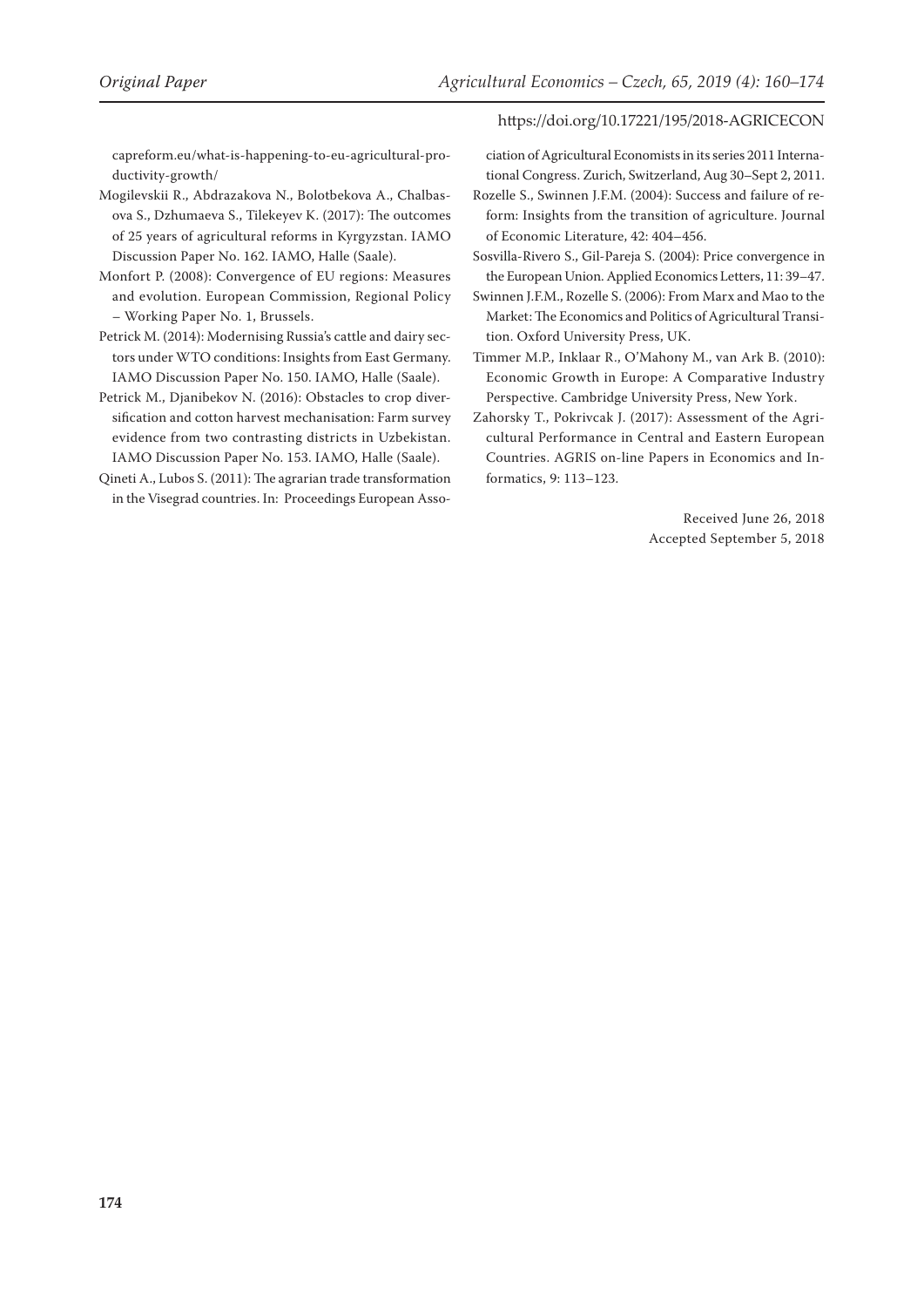capreform.eu/what-is-happening-to-eu-agricultural-productivity-growth/

Mogilevskii R., Abdrazakova N., Bolotbekova A., Chalbasova S., Dzhumaeva S., Tilekeyev K. (2017): The outcomes of 25 years of agricultural reforms in Kyrgyzstan. IAMO Discussion Paper No. 162. IAMO, Halle (Saale).

Monfort P. (2008): Convergence of EU regions: Measures and evolution. European Commission, Regional Policy – Working Paper No. 1, Brussels.

Petrick M. (2014): Modernising Russia's cattle and dairy sectors under WTO conditions: Insights from East Germany. IAMO Discussion Paper No. 150. IAMO, Halle (Saale).

Petrick M., Djanibekov N. (2016): Obstacles to crop diversification and cotton harvest mechanisation: Farm survey evidence from two contrasting districts in Uzbekistan. IAMO Discussion Paper No. 153. IAMO, Halle (Saale).

Qineti A., Lubos S. (2011): The agrarian trade transformation in the Visegrad countries. In: Proceedings European Association of Agricultural Economists in its series 2011 International Congress. Zurich, Switzerland, Aug 30–Sept 2, 2011.

Rozelle S., Swinnen J.F.M. (2004): Success and failure of reform: Insights from the transition of agriculture. Journal of Economic Literature, 42: 404–456.

Sosvilla-Rivero S., Gil-Pareja S. (2004): Price convergence in the European Union. Applied Economics Letters, 11: 39–47.

Swinnen J.F.M., Rozelle S. (2006): From Marx and Mao to the Market: The Economics and Politics of Agricultural Transition. Oxford University Press, UK.

Timmer M.P., Inklaar R., O'Mahony M., van Ark B. (2010): Economic Growth in Europe: A Comparative Industry Perspective. Cambridge University Press, New York.

Zahorsky T., Pokrivcak J. (2017): Assessment of the Agricultural Performance in Central and Eastern European Countries. AGRIS on-line Papers in Economics and Informatics, 9: 113–123.

Received June 26, 2018
Accepted September 5, 2018